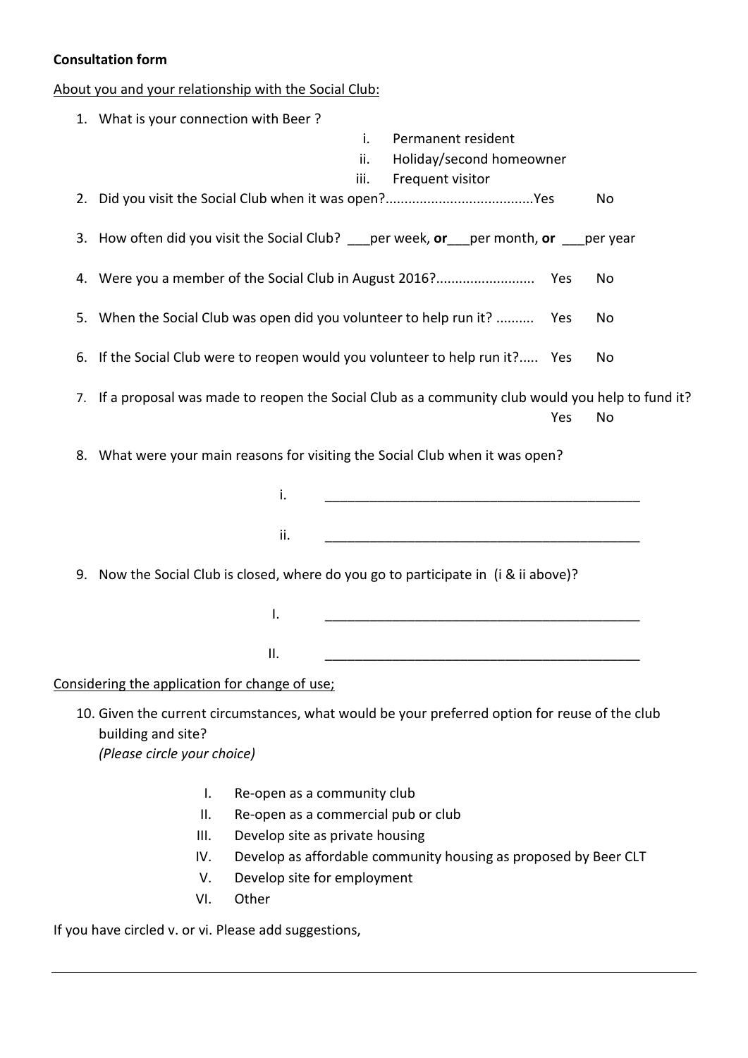**Consultation form**

About you and your relationship with the Social Club:

1. What is your connection with Beer ?
   - i. Permanent resident
   - ii. Holiday/second homeowner
   - iii. Frequent visitor
2. Did you visit the Social Club when it was open?.......................................Yes No
3. How often did you visit the Social Club? ___per week, **or**___per month, **or** ___per year
4. Were you a member of the Social Club in August 2016?.......................... Yes No
5. When the Social Club was open did you volunteer to help run it? .......... Yes No
6. If the Social Club were to reopen would you volunteer to help run it?..... Yes No
7. If a proposal was made to reopen the Social Club as a community club would you help to fund it? Yes No
8. What were your main reasons for visiting the Social Club when it was open?
   - i. ____________________________________________
   - ii. ____________________________________________
9. Now the Social Club is closed, where do you go to participate in (i & ii above)?
   - I. ____________________________________________
   - II. ____________________________________________

Considering the application for change of use;

10. Given the current circumstances, what would be your preferred option for reuse of the club building and site?
    *(Please circle your choice)*
    - I. Re-open as a community club
    - II. Re-open as a commercial pub or club
    - III. Develop site as private housing
    - IV. Develop as affordable community housing as proposed by Beer CLT
    - V. Develop site for employment
    - VI. Other

If you have circled v. or vi. Please add suggestions,

____________________________________________________________________________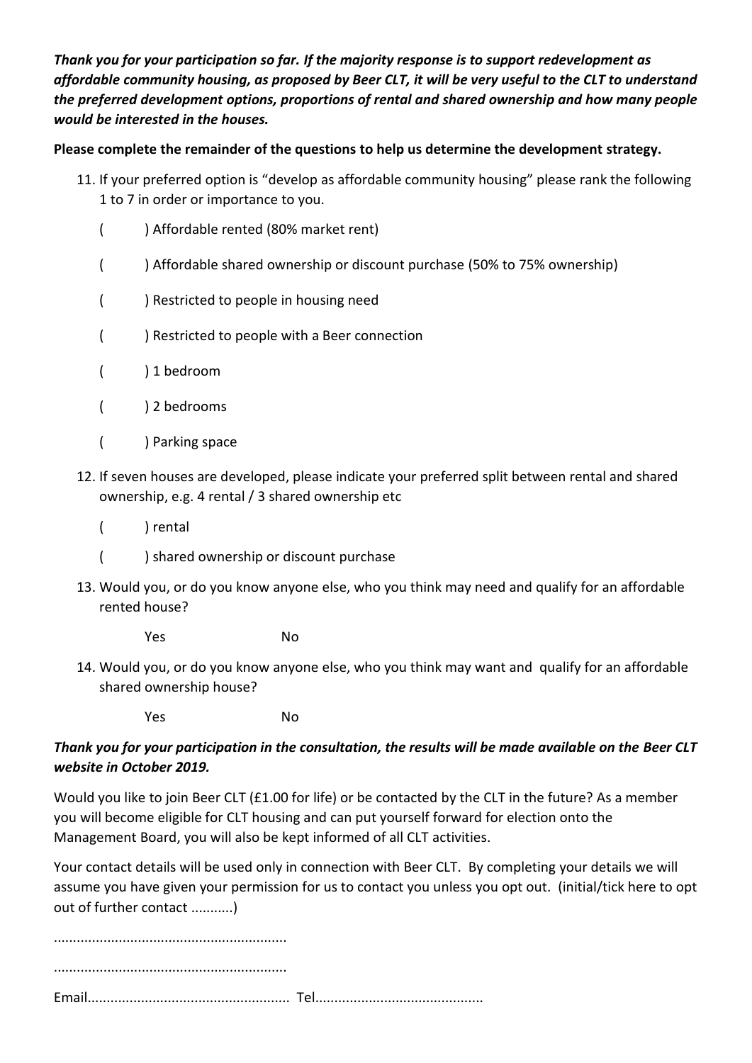***Thank you for your participation so far. If the majority response is to support redevelopment as affordable community housing, as proposed by Beer CLT, it will be very useful to the CLT to understand the preferred development options, proportions of rental and shared ownership and how many people would be interested in the houses.***

**Please complete the remainder of the questions to help us determine the development strategy.**

11. If your preferred option is "develop as affordable community housing" please rank the following 1 to 7 in order or importance to you.

    (        ) Affordable rented (80% market rent)

    (        ) Affordable shared ownership or discount purchase (50% to 75% ownership)

    (        ) Restricted to people in housing need

    (        ) Restricted to people with a Beer connection

    (        ) 1 bedroom

    (        ) 2 bedrooms

    (        ) Parking space

12. If seven houses are developed, please indicate your preferred split between rental and shared ownership, e.g. 4 rental / 3 shared ownership etc

    (        ) rental

    (        ) shared ownership or discount purchase

13. Would you, or do you know anyone else, who you think may need and qualify for an affordable rented house?

    Yes                No

14. Would you, or do you know anyone else, who you think may want and qualify for an affordable shared ownership house?

    Yes                No

***Thank you for your participation in the consultation, the results will be made available on the Beer CLT website in October 2019.***

Would you like to join Beer CLT (£1.00 for life) or be contacted by the CLT in the future? As a member you will become eligible for CLT housing and can put yourself forward for election onto the Management Board, you will also be kept informed of all CLT activities.

Your contact details will be used only in connection with Beer CLT. By completing your details we will assume you have given your permission for us to contact you unless you opt out. (initial/tick here to opt out of further contact ...........)

............................................................

............................................................

Email.................................................... Tel...........................................